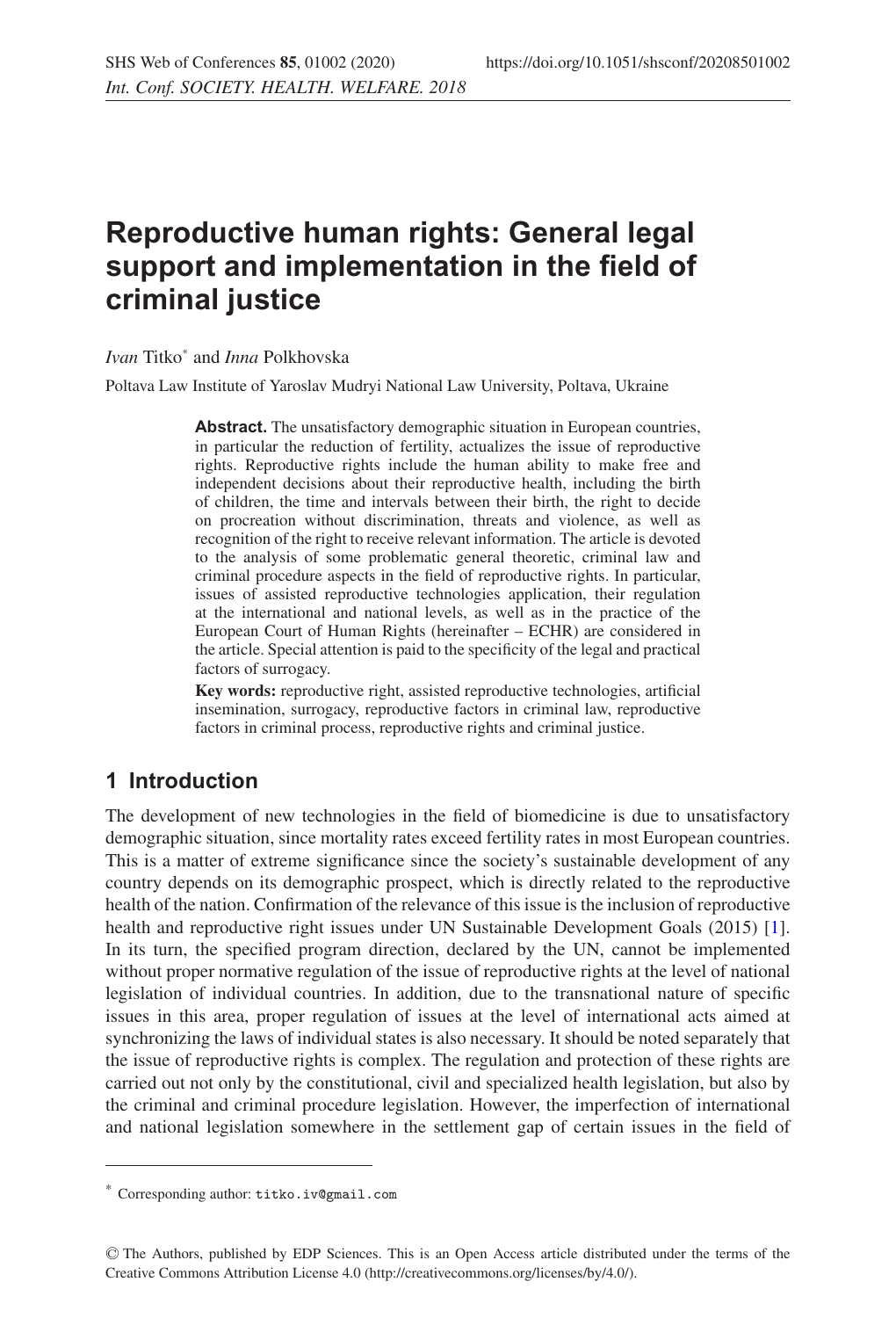# Reproductive human rights: General legal support and implementation in the field of criminal justice

*Ivan* Titko[*] and *Inna* Polkhovska

Poltava Law Institute of Yaroslav Mudryi National Law University, Poltava, Ukraine

**Abstract.** The unsatisfactory demographic situation in European countries, in particular the reduction of fertility, actualizes the issue of reproductive rights. Reproductive rights include the human ability to make free and independent decisions about their reproductive health, including the birth of children, the time and intervals between their birth, the right to decide on procreation without discrimination, threats and violence, as well as recognition of the right to receive relevant information. The article is devoted to the analysis of some problematic general theoretic, criminal law and criminal procedure aspects in the field of reproductive rights. In particular, issues of assisted reproductive technologies application, their regulation at the international and national levels, as well as in the practice of the European Court of Human Rights (hereinafter – ECHR) are considered in the article. Special attention is paid to the specificity of the legal and practical factors of surrogacy.

**Key words:** reproductive right, assisted reproductive technologies, artificial insemination, surrogacy, reproductive factors in criminal law, reproductive factors in criminal process, reproductive rights and criminal justice.

## 1 Introduction

The development of new technologies in the field of biomedicine is due to unsatisfactory demographic situation, since mortality rates exceed fertility rates in most European countries. This is a matter of extreme significance since the society's sustainable development of any country depends on its demographic prospect, which is directly related to the reproductive health of the nation. Confirmation of the relevance of this issue is the inclusion of reproductive health and reproductive right issues under UN Sustainable Development Goals (2015) [1]. In its turn, the specified program direction, declared by the UN, cannot be implemented without proper normative regulation of the issue of reproductive rights at the level of national legislation of individual countries. In addition, due to the transnational nature of specific issues in this area, proper regulation of issues at the level of international acts aimed at synchronizing the laws of individual states is also necessary. It should be noted separately that the issue of reproductive rights is complex. The regulation and protection of these rights are carried out not only by the constitutional, civil and specialized health legislation, but also by the criminal and criminal procedure legislation. However, the imperfection of international and national legislation somewhere in the settlement gap of certain issues in the field of

[*] Corresponding author: titko.iv@gmail.com

© The Authors, published by EDP Sciences. This is an Open Access article distributed under the terms of the Creative Commons Attribution License 4.0 (http://creativecommons.org/licenses/by/4.0/).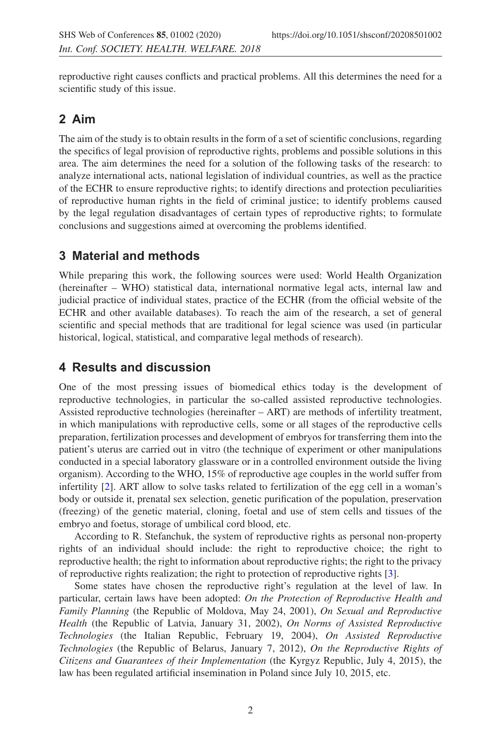reproductive right causes conflicts and practical problems. All this determines the need for a scientific study of this issue.

## 2 Aim

The aim of the study is to obtain results in the form of a set of scientific conclusions, regarding the specifics of legal provision of reproductive rights, problems and possible solutions in this area. The aim determines the need for a solution of the following tasks of the research: to analyze international acts, national legislation of individual countries, as well as the practice of the ECHR to ensure reproductive rights; to identify directions and protection peculiarities of reproductive human rights in the field of criminal justice; to identify problems caused by the legal regulation disadvantages of certain types of reproductive rights; to formulate conclusions and suggestions aimed at overcoming the problems identified.

## 3 Material and methods

While preparing this work, the following sources were used: World Health Organization (hereinafter – WHO) statistical data, international normative legal acts, internal law and judicial practice of individual states, practice of the ECHR (from the official website of the ECHR and other available databases). To reach the aim of the research, a set of general scientific and special methods that are traditional for legal science was used (in particular historical, logical, statistical, and comparative legal methods of research).

## 4 Results and discussion

One of the most pressing issues of biomedical ethics today is the development of reproductive technologies, in particular the so-called assisted reproductive technologies. Assisted reproductive technologies (hereinafter – ART) are methods of infertility treatment, in which manipulations with reproductive cells, some or all stages of the reproductive cells preparation, fertilization processes and development of embryos for transferring them into the patient's uterus are carried out in vitro (the technique of experiment or other manipulations conducted in a special laboratory glassware or in a controlled environment outside the living organism). According to the WHO, 15% of reproductive age couples in the world suffer from infertility [2]. ART allow to solve tasks related to fertilization of the egg cell in a woman's body or outside it, prenatal sex selection, genetic purification of the population, preservation (freezing) of the genetic material, cloning, foetal and use of stem cells and tissues of the embryo and foetus, storage of umbilical cord blood, etc.

According to R. Stefanchuk, the system of reproductive rights as personal non-property rights of an individual should include: the right to reproductive choice; the right to reproductive health; the right to information about reproductive rights; the right to the privacy of reproductive rights realization; the right to protection of reproductive rights [3].

Some states have chosen the reproductive right's regulation at the level of law. In particular, certain laws have been adopted: *On the Protection of Reproductive Health and Family Planning* (the Republic of Moldova, May 24, 2001), *On Sexual and Reproductive Health* (the Republic of Latvia, January 31, 2002), *On Norms of Assisted Reproductive Technologies* (the Italian Republic, February 19, 2004), *On Assisted Reproductive Technologies* (the Republic of Belarus, January 7, 2012), *On the Reproductive Rights of Citizens and Guarantees of their Implementation* (the Kyrgyz Republic, July 4, 2015), the law has been regulated artificial insemination in Poland since July 10, 2015, etc.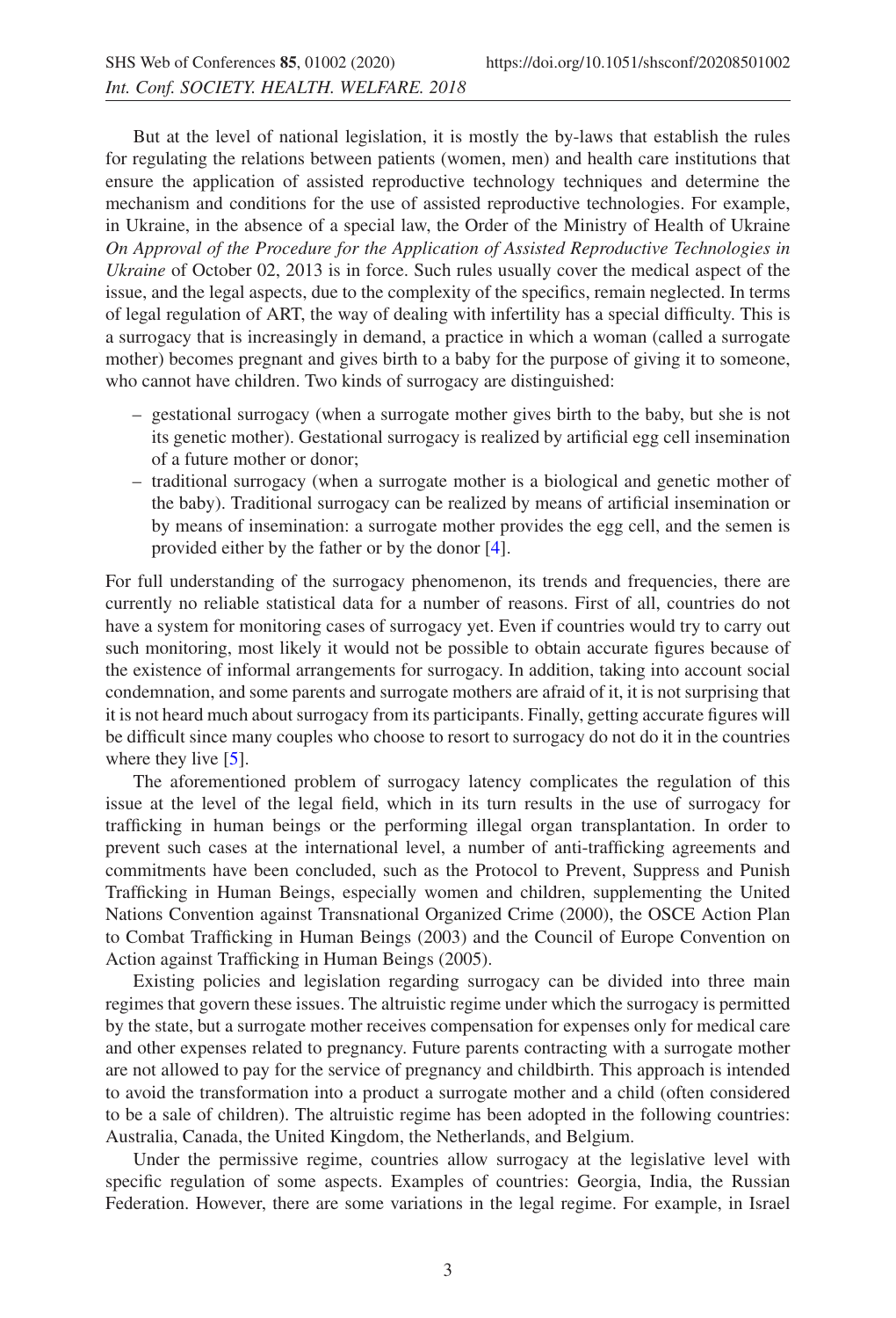But at the level of national legislation, it is mostly the by-laws that establish the rules for regulating the relations between patients (women, men) and health care institutions that ensure the application of assisted reproductive technology techniques and determine the mechanism and conditions for the use of assisted reproductive technologies. For example, in Ukraine, in the absence of a special law, the Order of the Ministry of Health of Ukraine *On Approval of the Procedure for the Application of Assisted Reproductive Technologies in Ukraine* of October 02, 2013 is in force. Such rules usually cover the medical aspect of the issue, and the legal aspects, due to the complexity of the specifics, remain neglected. In terms of legal regulation of ART, the way of dealing with infertility has a special difficulty. This is a surrogacy that is increasingly in demand, a practice in which a woman (called a surrogate mother) becomes pregnant and gives birth to a baby for the purpose of giving it to someone, who cannot have children. Two kinds of surrogacy are distinguished:

- gestational surrogacy (when a surrogate mother gives birth to the baby, but she is not its genetic mother). Gestational surrogacy is realized by artificial egg cell insemination of a future mother or donor;
- traditional surrogacy (when a surrogate mother is a biological and genetic mother of the baby). Traditional surrogacy can be realized by means of artificial insemination or by means of insemination: a surrogate mother provides the egg cell, and the semen is provided either by the father or by the donor [4].

For full understanding of the surrogacy phenomenon, its trends and frequencies, there are currently no reliable statistical data for a number of reasons. First of all, countries do not have a system for monitoring cases of surrogacy yet. Even if countries would try to carry out such monitoring, most likely it would not be possible to obtain accurate figures because of the existence of informal arrangements for surrogacy. In addition, taking into account social condemnation, and some parents and surrogate mothers are afraid of it, it is not surprising that it is not heard much about surrogacy from its participants. Finally, getting accurate figures will be difficult since many couples who choose to resort to surrogacy do not do it in the countries where they live [5].

The aforementioned problem of surrogacy latency complicates the regulation of this issue at the level of the legal field, which in its turn results in the use of surrogacy for trafficking in human beings or the performing illegal organ transplantation. In order to prevent such cases at the international level, a number of anti-trafficking agreements and commitments have been concluded, such as the Protocol to Prevent, Suppress and Punish Trafficking in Human Beings, especially women and children, supplementing the United Nations Convention against Transnational Organized Crime (2000), the OSCE Action Plan to Combat Trafficking in Human Beings (2003) and the Council of Europe Convention on Action against Trafficking in Human Beings (2005).

Existing policies and legislation regarding surrogacy can be divided into three main regimes that govern these issues. The altruistic regime under which the surrogacy is permitted by the state, but a surrogate mother receives compensation for expenses only for medical care and other expenses related to pregnancy. Future parents contracting with a surrogate mother are not allowed to pay for the service of pregnancy and childbirth. This approach is intended to avoid the transformation into a product a surrogate mother and a child (often considered to be a sale of children). The altruistic regime has been adopted in the following countries: Australia, Canada, the United Kingdom, the Netherlands, and Belgium.

Under the permissive regime, countries allow surrogacy at the legislative level with specific regulation of some aspects. Examples of countries: Georgia, India, the Russian Federation. However, there are some variations in the legal regime. For example, in Israel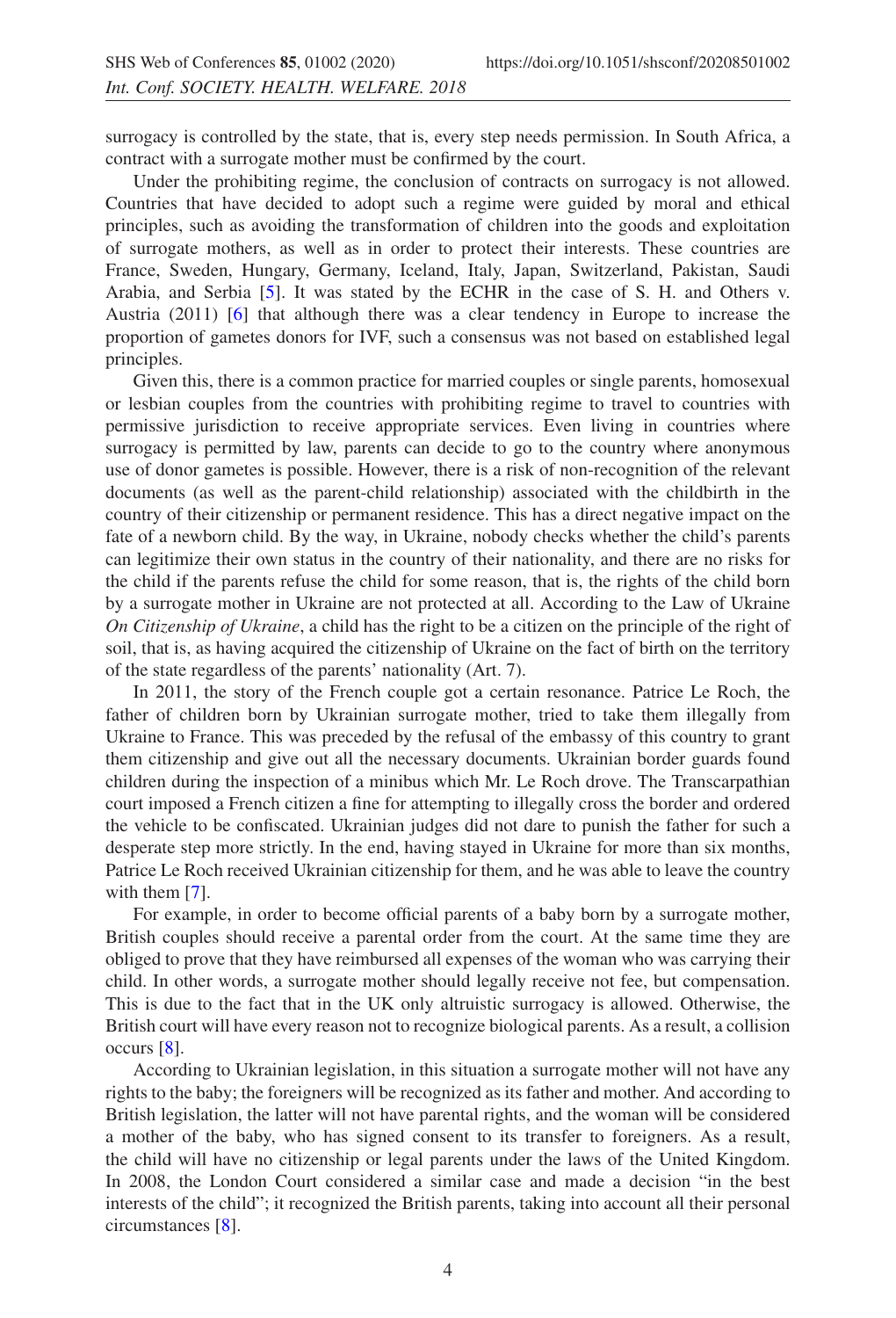surrogacy is controlled by the state, that is, every step needs permission. In South Africa, a contract with a surrogate mother must be confirmed by the court.

Under the prohibiting regime, the conclusion of contracts on surrogacy is not allowed. Countries that have decided to adopt such a regime were guided by moral and ethical principles, such as avoiding the transformation of children into the goods and exploitation of surrogate mothers, as well as in order to protect their interests. These countries are France, Sweden, Hungary, Germany, Iceland, Italy, Japan, Switzerland, Pakistan, Saudi Arabia, and Serbia [5]. It was stated by the ECHR in the case of S. H. and Others v. Austria (2011) [6] that although there was a clear tendency in Europe to increase the proportion of gametes donors for IVF, such a consensus was not based on established legal principles.

Given this, there is a common practice for married couples or single parents, homosexual or lesbian couples from the countries with prohibiting regime to travel to countries with permissive jurisdiction to receive appropriate services. Even living in countries where surrogacy is permitted by law, parents can decide to go to the country where anonymous use of donor gametes is possible. However, there is a risk of non-recognition of the relevant documents (as well as the parent-child relationship) associated with the childbirth in the country of their citizenship or permanent residence. This has a direct negative impact on the fate of a newborn child. By the way, in Ukraine, nobody checks whether the child's parents can legitimize their own status in the country of their nationality, and there are no risks for the child if the parents refuse the child for some reason, that is, the rights of the child born by a surrogate mother in Ukraine are not protected at all. According to the Law of Ukraine *On Citizenship of Ukraine*, a child has the right to be a citizen on the principle of the right of soil, that is, as having acquired the citizenship of Ukraine on the fact of birth on the territory of the state regardless of the parents' nationality (Art. 7).

In 2011, the story of the French couple got a certain resonance. Patrice Le Roch, the father of children born by Ukrainian surrogate mother, tried to take them illegally from Ukraine to France. This was preceded by the refusal of the embassy of this country to grant them citizenship and give out all the necessary documents. Ukrainian border guards found children during the inspection of a minibus which Mr. Le Roch drove. The Transcarpathian court imposed a French citizen a fine for attempting to illegally cross the border and ordered the vehicle to be confiscated. Ukrainian judges did not dare to punish the father for such a desperate step more strictly. In the end, having stayed in Ukraine for more than six months, Patrice Le Roch received Ukrainian citizenship for them, and he was able to leave the country with them [7].

For example, in order to become official parents of a baby born by a surrogate mother, British couples should receive a parental order from the court. At the same time they are obliged to prove that they have reimbursed all expenses of the woman who was carrying their child. In other words, a surrogate mother should legally receive not fee, but compensation. This is due to the fact that in the UK only altruistic surrogacy is allowed. Otherwise, the British court will have every reason not to recognize biological parents. As a result, a collision occurs [8].

According to Ukrainian legislation, in this situation a surrogate mother will not have any rights to the baby; the foreigners will be recognized as its father and mother. And according to British legislation, the latter will not have parental rights, and the woman will be considered a mother of the baby, who has signed consent to its transfer to foreigners. As a result, the child will have no citizenship or legal parents under the laws of the United Kingdom. In 2008, the London Court considered a similar case and made a decision "in the best interests of the child"; it recognized the British parents, taking into account all their personal circumstances [8].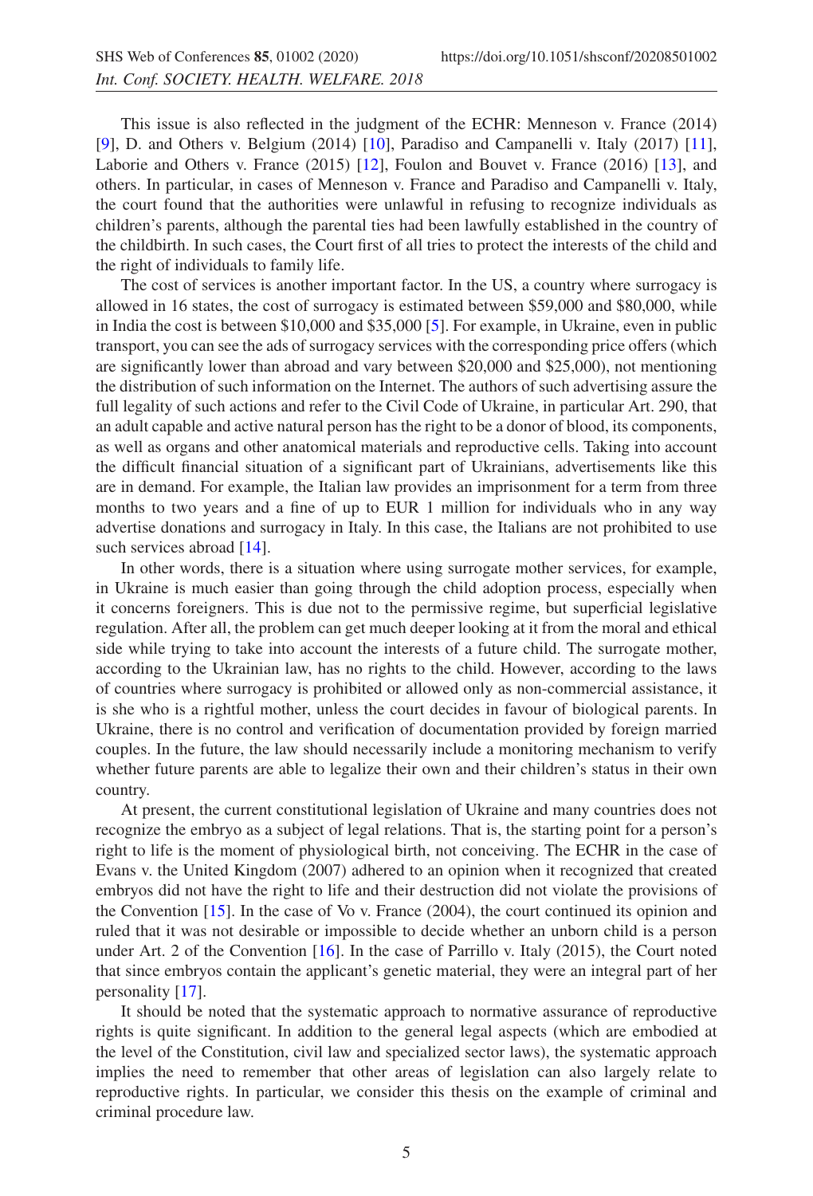This issue is also reflected in the judgment of the ECHR: Menneson v. France (2014) [9], D. and Others v. Belgium (2014) [10], Paradiso and Campanelli v. Italy (2017) [11], Laborie and Others v. France (2015) [12], Foulon and Bouvet v. France (2016) [13], and others. In particular, in cases of Menneson v. France and Paradiso and Campanelli v. Italy, the court found that the authorities were unlawful in refusing to recognize individuals as children's parents, although the parental ties had been lawfully established in the country of the childbirth. In such cases, the Court first of all tries to protect the interests of the child and the right of individuals to family life.

The cost of services is another important factor. In the US, a country where surrogacy is allowed in 16 states, the cost of surrogacy is estimated between $59,000 and $80,000, while in India the cost is between $10,000 and $35,000 [5]. For example, in Ukraine, even in public transport, you can see the ads of surrogacy services with the corresponding price offers (which are significantly lower than abroad and vary between $20,000 and $25,000), not mentioning the distribution of such information on the Internet. The authors of such advertising assure the full legality of such actions and refer to the Civil Code of Ukraine, in particular Art. 290, that an adult capable and active natural person has the right to be a donor of blood, its components, as well as organs and other anatomical materials and reproductive cells. Taking into account the difficult financial situation of a significant part of Ukrainians, advertisements like this are in demand. For example, the Italian law provides an imprisonment for a term from three months to two years and a fine of up to EUR 1 million for individuals who in any way advertise donations and surrogacy in Italy. In this case, the Italians are not prohibited to use such services abroad [14].

In other words, there is a situation where using surrogate mother services, for example, in Ukraine is much easier than going through the child adoption process, especially when it concerns foreigners. This is due not to the permissive regime, but superficial legislative regulation. After all, the problem can get much deeper looking at it from the moral and ethical side while trying to take into account the interests of a future child. The surrogate mother, according to the Ukrainian law, has no rights to the child. However, according to the laws of countries where surrogacy is prohibited or allowed only as non-commercial assistance, it is she who is a rightful mother, unless the court decides in favour of biological parents. In Ukraine, there is no control and verification of documentation provided by foreign married couples. In the future, the law should necessarily include a monitoring mechanism to verify whether future parents are able to legalize their own and their children's status in their own country.

At present, the current constitutional legislation of Ukraine and many countries does not recognize the embryo as a subject of legal relations. That is, the starting point for a person's right to life is the moment of physiological birth, not conceiving. The ECHR in the case of Evans v. the United Kingdom (2007) adhered to an opinion when it recognized that created embryos did not have the right to life and their destruction did not violate the provisions of the Convention [15]. In the case of Vo v. France (2004), the court continued its opinion and ruled that it was not desirable or impossible to decide whether an unborn child is a person under Art. 2 of the Convention [16]. In the case of Parrillo v. Italy (2015), the Court noted that since embryos contain the applicant's genetic material, they were an integral part of her personality [17].

It should be noted that the systematic approach to normative assurance of reproductive rights is quite significant. In addition to the general legal aspects (which are embodied at the level of the Constitution, civil law and specialized sector laws), the systematic approach implies the need to remember that other areas of legislation can also largely relate to reproductive rights. In particular, we consider this thesis on the example of criminal and criminal procedure law.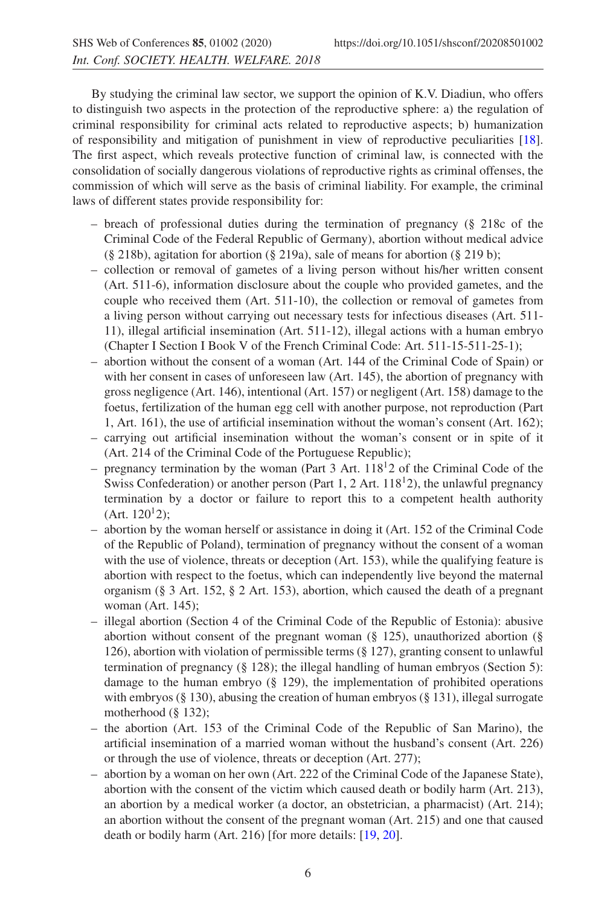By studying the criminal law sector, we support the opinion of K.V. Diadiun, who offers to distinguish two aspects in the protection of the reproductive sphere: a) the regulation of criminal responsibility for criminal acts related to reproductive aspects; b) humanization of responsibility and mitigation of punishment in view of reproductive peculiarities [18]. The first aspect, which reveals protective function of criminal law, is connected with the consolidation of socially dangerous violations of reproductive rights as criminal offenses, the commission of which will serve as the basis of criminal liability. For example, the criminal laws of different states provide responsibility for:

- breach of professional duties during the termination of pregnancy (§ 218c of the Criminal Code of the Federal Republic of Germany), abortion without medical advice (§ 218b), agitation for abortion (§ 219a), sale of means for abortion (§ 219 b);
- collection or removal of gametes of a living person without his/her written consent (Art. 511-6), information disclosure about the couple who provided gametes, and the couple who received them (Art. 511-10), the collection or removal of gametes from a living person without carrying out necessary tests for infectious diseases (Art. 511-11), illegal artificial insemination (Art. 511-12), illegal actions with a human embryo (Chapter I Section I Book V of the French Criminal Code: Art. 511-15-511-25-1);
- abortion without the consent of a woman (Art. 144 of the Criminal Code of Spain) or with her consent in cases of unforeseen law (Art. 145), the abortion of pregnancy with gross negligence (Art. 146), intentional (Art. 157) or negligent (Art. 158) damage to the foetus, fertilization of the human egg cell with another purpose, not reproduction (Part 1, Art. 161), the use of artificial insemination without the woman's consent (Art. 162);
- carrying out artificial insemination without the woman's consent or in spite of it (Art. 214 of the Criminal Code of the Portuguese Republic);
- pregnancy termination by the woman (Part 3 Art. $118^{1}2$ of the Criminal Code of the Swiss Confederation) or another person (Part 1, 2 Art. $118^{1}2$), the unlawful pregnancy termination by a doctor or failure to report this to a competent health authority (Art. $120^{1}2$);
- abortion by the woman herself or assistance in doing it (Art. 152 of the Criminal Code of the Republic of Poland), termination of pregnancy without the consent of a woman with the use of violence, threats or deception (Art. 153), while the qualifying feature is abortion with respect to the foetus, which can independently live beyond the maternal organism (§ 3 Art. 152, § 2 Art. 153), abortion, which caused the death of a pregnant woman (Art. 145);
- illegal abortion (Section 4 of the Criminal Code of the Republic of Estonia): abusive abortion without consent of the pregnant woman (§ 125), unauthorized abortion (§ 126), abortion with violation of permissible terms (§ 127), granting consent to unlawful termination of pregnancy (§ 128); the illegal handling of human embryos (Section 5): damage to the human embryo (§ 129), the implementation of prohibited operations with embryos (§ 130), abusing the creation of human embryos (§ 131), illegal surrogate motherhood (§ 132);
- the abortion (Art. 153 of the Criminal Code of the Republic of San Marino), the artificial insemination of a married woman without the husband's consent (Art. 226) or through the use of violence, threats or deception (Art. 277);
- abortion by a woman on her own (Art. 222 of the Criminal Code of the Japanese State), abortion with the consent of the victim which caused death or bodily harm (Art. 213), an abortion by a medical worker (a doctor, an obstetrician, a pharmacist) (Art. 214); an abortion without the consent of the pregnant woman (Art. 215) and one that caused death or bodily harm (Art. 216) [for more details: [19, 20].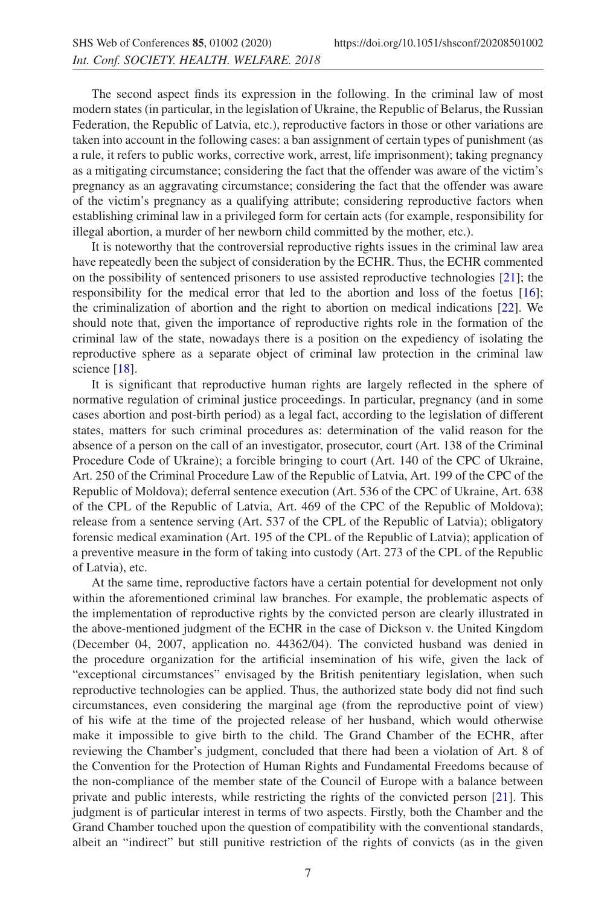The second aspect finds its expression in the following. In the criminal law of most modern states (in particular, in the legislation of Ukraine, the Republic of Belarus, the Russian Federation, the Republic of Latvia, etc.), reproductive factors in those or other variations are taken into account in the following cases: a ban assignment of certain types of punishment (as a rule, it refers to public works, corrective work, arrest, life imprisonment); taking pregnancy as a mitigating circumstance; considering the fact that the offender was aware of the victim's pregnancy as an aggravating circumstance; considering the fact that the offender was aware of the victim's pregnancy as a qualifying attribute; considering reproductive factors when establishing criminal law in a privileged form for certain acts (for example, responsibility for illegal abortion, a murder of her newborn child committed by the mother, etc.).

It is noteworthy that the controversial reproductive rights issues in the criminal law area have repeatedly been the subject of consideration by the ECHR. Thus, the ECHR commented on the possibility of sentenced prisoners to use assisted reproductive technologies [21]; the responsibility for the medical error that led to the abortion and loss of the foetus [16]; the criminalization of abortion and the right to abortion on medical indications [22]. We should note that, given the importance of reproductive rights role in the formation of the criminal law of the state, nowadays there is a position on the expediency of isolating the reproductive sphere as a separate object of criminal law protection in the criminal law science [18].

It is significant that reproductive human rights are largely reflected in the sphere of normative regulation of criminal justice proceedings. In particular, pregnancy (and in some cases abortion and post-birth period) as a legal fact, according to the legislation of different states, matters for such criminal procedures as: determination of the valid reason for the absence of a person on the call of an investigator, prosecutor, court (Art. 138 of the Criminal Procedure Code of Ukraine); a forcible bringing to court (Art. 140 of the CPC of Ukraine, Art. 250 of the Criminal Procedure Law of the Republic of Latvia, Art. 199 of the CPC of the Republic of Moldova); deferral sentence execution (Art. 536 of the CPC of Ukraine, Art. 638 of the CPL of the Republic of Latvia, Art. 469 of the CPC of the Republic of Moldova); release from a sentence serving (Art. 537 of the CPL of the Republic of Latvia); obligatory forensic medical examination (Art. 195 of the CPL of the Republic of Latvia); application of a preventive measure in the form of taking into custody (Art. 273 of the CPL of the Republic of Latvia), etc.

At the same time, reproductive factors have a certain potential for development not only within the aforementioned criminal law branches. For example, the problematic aspects of the implementation of reproductive rights by the convicted person are clearly illustrated in the above-mentioned judgment of the ECHR in the case of Dickson v. the United Kingdom (December 04, 2007, application no. 44362/04). The convicted husband was denied in the procedure organization for the artificial insemination of his wife, given the lack of "exceptional circumstances" envisaged by the British penitentiary legislation, when such reproductive technologies can be applied. Thus, the authorized state body did not find such circumstances, even considering the marginal age (from the reproductive point of view) of his wife at the time of the projected release of her husband, which would otherwise make it impossible to give birth to the child. The Grand Chamber of the ECHR, after reviewing the Chamber's judgment, concluded that there had been a violation of Art. 8 of the Convention for the Protection of Human Rights and Fundamental Freedoms because of the non-compliance of the member state of the Council of Europe with a balance between private and public interests, while restricting the rights of the convicted person [21]. This judgment is of particular interest in terms of two aspects. Firstly, both the Chamber and the Grand Chamber touched upon the question of compatibility with the conventional standards, albeit an "indirect" but still punitive restriction of the rights of convicts (as in the given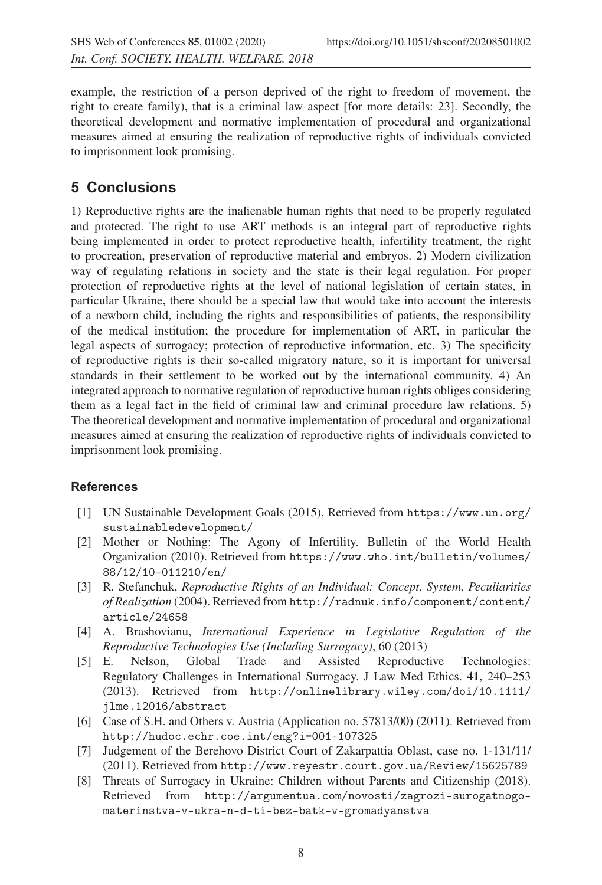example, the restriction of a person deprived of the right to freedom of movement, the right to create family), that is a criminal law aspect [for more details: 23]. Secondly, the theoretical development and normative implementation of procedural and organizational measures aimed at ensuring the realization of reproductive rights of individuals convicted to imprisonment look promising.

## 5 Conclusions

1) Reproductive rights are the inalienable human rights that need to be properly regulated and protected. The right to use ART methods is an integral part of reproductive rights being implemented in order to protect reproductive health, infertility treatment, the right to procreation, preservation of reproductive material and embryos. 2) Modern civilization way of regulating relations in society and the state is their legal regulation. For proper protection of reproductive rights at the level of national legislation of certain states, in particular Ukraine, there should be a special law that would take into account the interests of a newborn child, including the rights and responsibilities of patients, the responsibility of the medical institution; the procedure for implementation of ART, in particular the legal aspects of surrogacy; protection of reproductive information, etc. 3) The specificity of reproductive rights is their so-called migratory nature, so it is important for universal standards in their settlement to be worked out by the international community. 4) An integrated approach to normative regulation of reproductive human rights obliges considering them as a legal fact in the field of criminal law and criminal procedure law relations. 5) The theoretical development and normative implementation of procedural and organizational measures aimed at ensuring the realization of reproductive rights of individuals convicted to imprisonment look promising.

### References

[1] UN Sustainable Development Goals (2015). Retrieved from https://www.un.org/sustainabledevelopment/

[2] Mother or Nothing: The Agony of Infertility. Bulletin of the World Health Organization (2010). Retrieved from https://www.who.int/bulletin/volumes/88/12/10-011210/en/

[3] R. Stefanchuk, *Reproductive Rights of an Individual: Concept, System, Peculiarities of Realization* (2004). Retrieved from http://radnuk.info/component/content/article/24658

[4] A. Brashovianu, *International Experience in Legislative Regulation of the Reproductive Technologies Use (Including Surrogacy)*, 60 (2013)

[5] E. Nelson, Global Trade and Assisted Reproductive Technologies: Regulatory Challenges in International Surrogacy. J Law Med Ethics. **41**, 240–253 (2013). Retrieved from http://onlinelibrary.wiley.com/doi/10.1111/jlme.12016/abstract

[6] Case of S.H. and Others v. Austria (Application no. 57813/00) (2011). Retrieved from http://hudoc.echr.coe.int/eng?i=001-107325

[7] Judgement of the Berehovo District Court of Zakarpattia Oblast, case no. 1-131/11/ (2011). Retrieved from http://www.reyestr.court.gov.ua/Review/15625789

[8] Threats of Surrogacy in Ukraine: Children without Parents and Citizenship (2018). Retrieved from http://argumentua.com/novosti/zagrozi-surogatnogo-materinstva-v-ukra-n-d-ti-bez-batk-v-gromadyanstva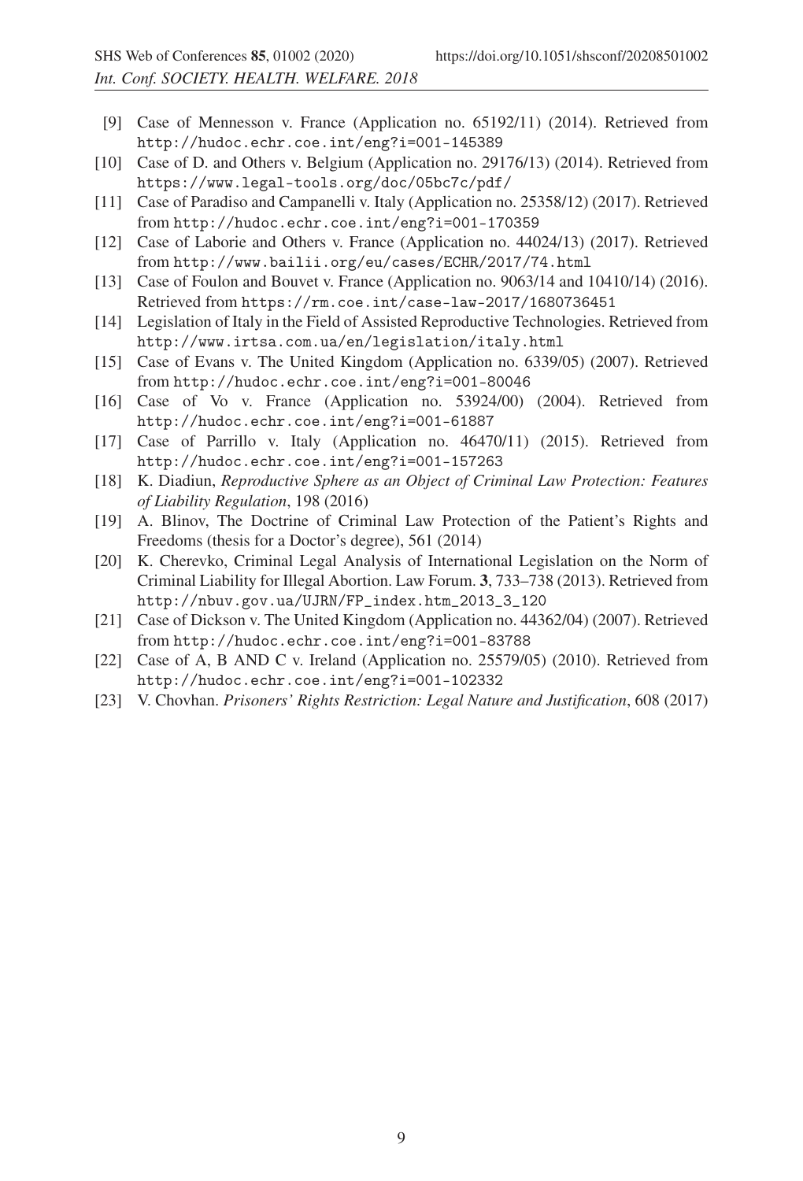[9] Case of Mennesson v. France (Application no. 65192/11) (2014). Retrieved from http://hudoc.echr.coe.int/eng?i=001-145389

[10] Case of D. and Others v. Belgium (Application no. 29176/13) (2014). Retrieved from https://www.legal-tools.org/doc/05bc7c/pdf/

[11] Case of Paradiso and Campanelli v. Italy (Application no. 25358/12) (2017). Retrieved from http://hudoc.echr.coe.int/eng?i=001-170359

[12] Case of Laborie and Others v. France (Application no. 44024/13) (2017). Retrieved from http://www.bailii.org/eu/cases/ECHR/2017/74.html

[13] Case of Foulon and Bouvet v. France (Application no. 9063/14 and 10410/14) (2016). Retrieved from https://rm.coe.int/case-law-2017/1680736451

[14] Legislation of Italy in the Field of Assisted Reproductive Technologies. Retrieved from http://www.irtsa.com.ua/en/legislation/italy.html

[15] Case of Evans v. The United Kingdom (Application no. 6339/05) (2007). Retrieved from http://hudoc.echr.coe.int/eng?i=001-80046

[16] Case of Vo v. France (Application no. 53924/00) (2004). Retrieved from http://hudoc.echr.coe.int/eng?i=001-61887

[17] Case of Parrillo v. Italy (Application no. 46470/11) (2015). Retrieved from http://hudoc.echr.coe.int/eng?i=001-157263

[18] K. Diadiun, *Reproductive Sphere as an Object of Criminal Law Protection: Features of Liability Regulation*, 198 (2016)

[19] A. Blinov, The Doctrine of Criminal Law Protection of the Patient's Rights and Freedoms (thesis for a Doctor's degree), 561 (2014)

[20] K. Cherevko, Criminal Legal Analysis of International Legislation on the Norm of Criminal Liability for Illegal Abortion. Law Forum. **3**, 733–738 (2013). Retrieved from http://nbuv.gov.ua/UJRN/FP_index.htm_2013_3_120

[21] Case of Dickson v. The United Kingdom (Application no. 44362/04) (2007). Retrieved from http://hudoc.echr.coe.int/eng?i=001-83788

[22] Case of A, B AND C v. Ireland (Application no. 25579/05) (2010). Retrieved from http://hudoc.echr.coe.int/eng?i=001-102332

[23] V. Chovhan. *Prisoners' Rights Restriction: Legal Nature and Justification*, 608 (2017)